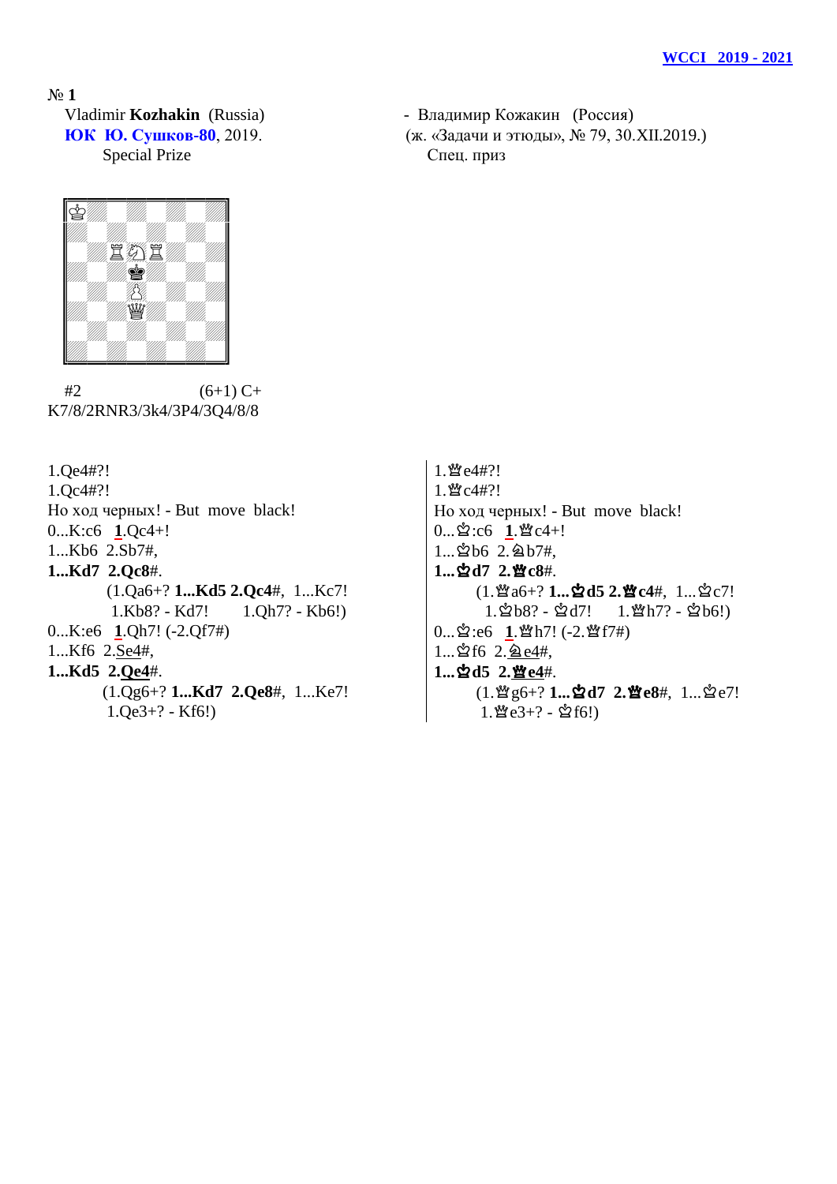**WCCI 2019 - 2021**

№ **1**

Vladimir **Kozhakin** (Russia) - Владимир Кожакин (Россия)

**ЮК Ю. Сушков-80**, 2019. (ж. «Задачи и этюды», № 79, 30.XII.2019.)

Special Prize — Спец. приз

#2 (6+1) C+

K7/8/2RNR3/3k4/3P4/3Q4/8/8

1.Qe4#?!

1.Qc4#?!

Но ход черных! - But move black!

0...K:c6 **1**.Qc4+!

1...Kb6 2.Sb7#,

**1...Kd7 2.Qc8**#.

(1.Qa6+? **1...Kd5 2.Qc4**#, 1...Kc7!

1.Kb8? - Kd7! 1.Qh7? - Kb6!)

0...K:e6 **1**.Qh7! (-2.Qf7#)

1...Kf6 2.Se4#,

**1...Kd5 2.Qe4**#.

(1.Qg6+? **1...Kd7 2.Qe8**#, 1...Ke7!

1.Qe3+? - Kf6!)

1.♕e4#?!

1.♕c4#?!

Но ход черных! - But move black!

0...♔:c6 **1**.♕c4+!

1...♔b6 2.♘b7#,

**1...♔d7 2.♕c8**#.

(1.♕a6+? **1...♔d5 2.♕c4**#, 1...♔c7!

1.♔b8? - ♔d7! 1.♕h7? - ♔b6!)

0...♔:e6 **1**.♕h7! (-2.♕f7#)

1...♔f6 2.♘e4#,

**1...♔d5 2.♕e4**#.

(1.♕g6+? **1...♔d7 2.♕e8**#, 1...♔e7!

1.♕e3+? - ♔f6!)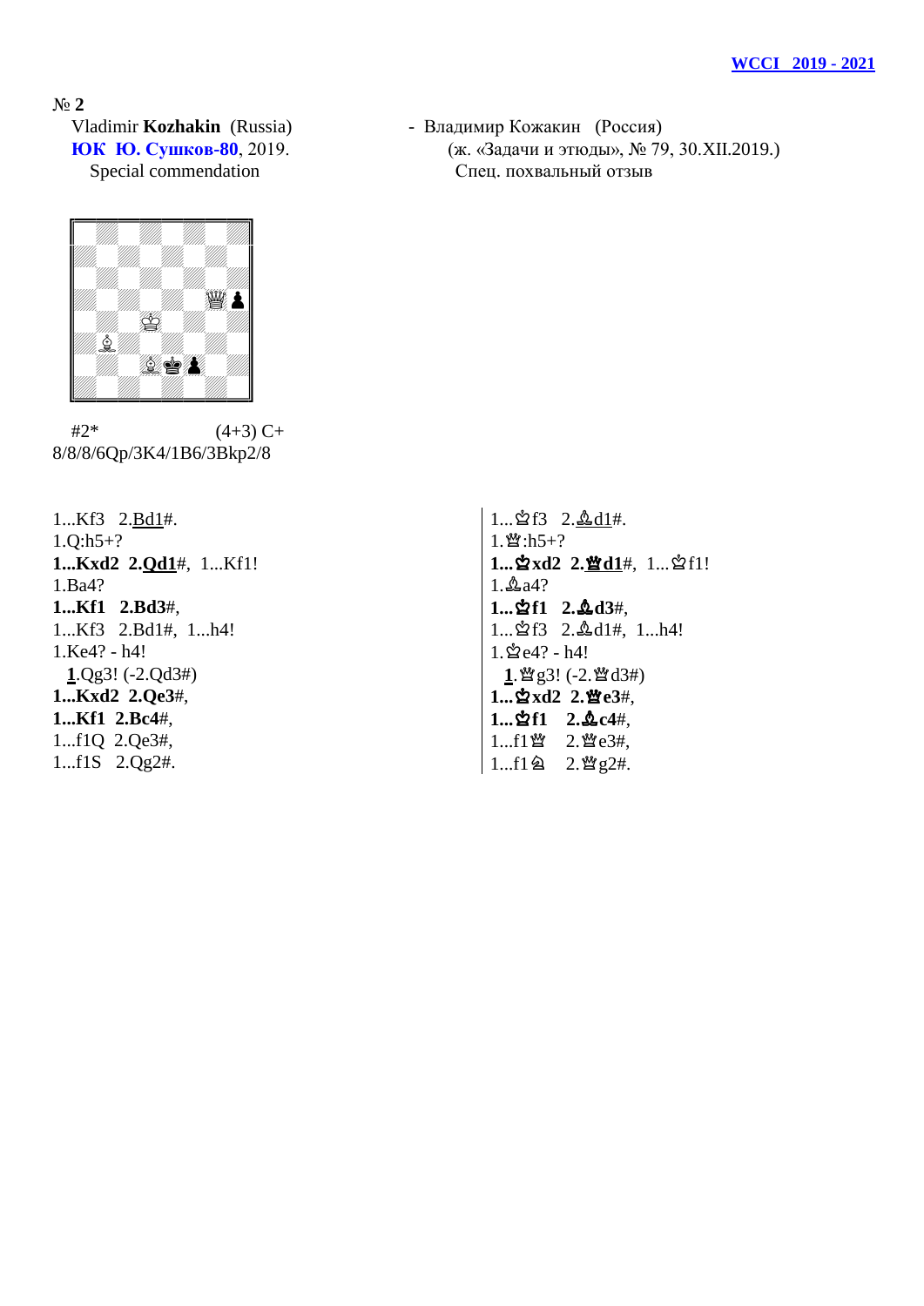WCCI 2019 - 2021

№ **2**

Vladimir **Kozhakin** (Russia) - Владимир Кожакин (Россия)

**ЮК Ю. Сушков-80**, 2019. (ж. «Задачи и этюды», № 79, 30.XII.2019.)

Special commendation Спец. похвальный отзыв

#2* (4+3) C+

8/8/8/6Qp/3K4/1B6/3Bkp2/8

| | |
|---|---|
| 1...Kf3 2.Bd1#. | 1...♔f3 2.♗d1#. |
| 1.Q:h5+? | 1.♕:h5+? |
| **1...Kxd2 2.Qd1**#, 1...Kf1! | **1...♔xd2 2.♕d1**#, 1...♔f1! |
| 1.Ba4? | 1.♗a4? |
| **1...Kf1 2.Bd3**#, | **1...♔f1 2.♗d3**#, |
| 1...Kf3 2.Bd1#, 1...h4! | 1...♔f3 2.♗d1#, 1...h4! |
| 1.Ke4? - h4! | 1.♔e4? - h4! |
| **1**.Qg3! (-2.Qd3#) | **1**.♕g3! (-2.♕d3#) |
| **1...Kxd2 2.Qe3**#, | **1...♔xd2 2.♕e3**#, |
| **1...Kf1 2.Bc4**#, | **1...♔f1 2.♗c4**#, |
| 1...f1Q 2.Qe3#, | 1...f1♕ 2.♕e3#, |
| 1...f1S 2.Qg2#. | 1...f1♘ 2.♕g2#. |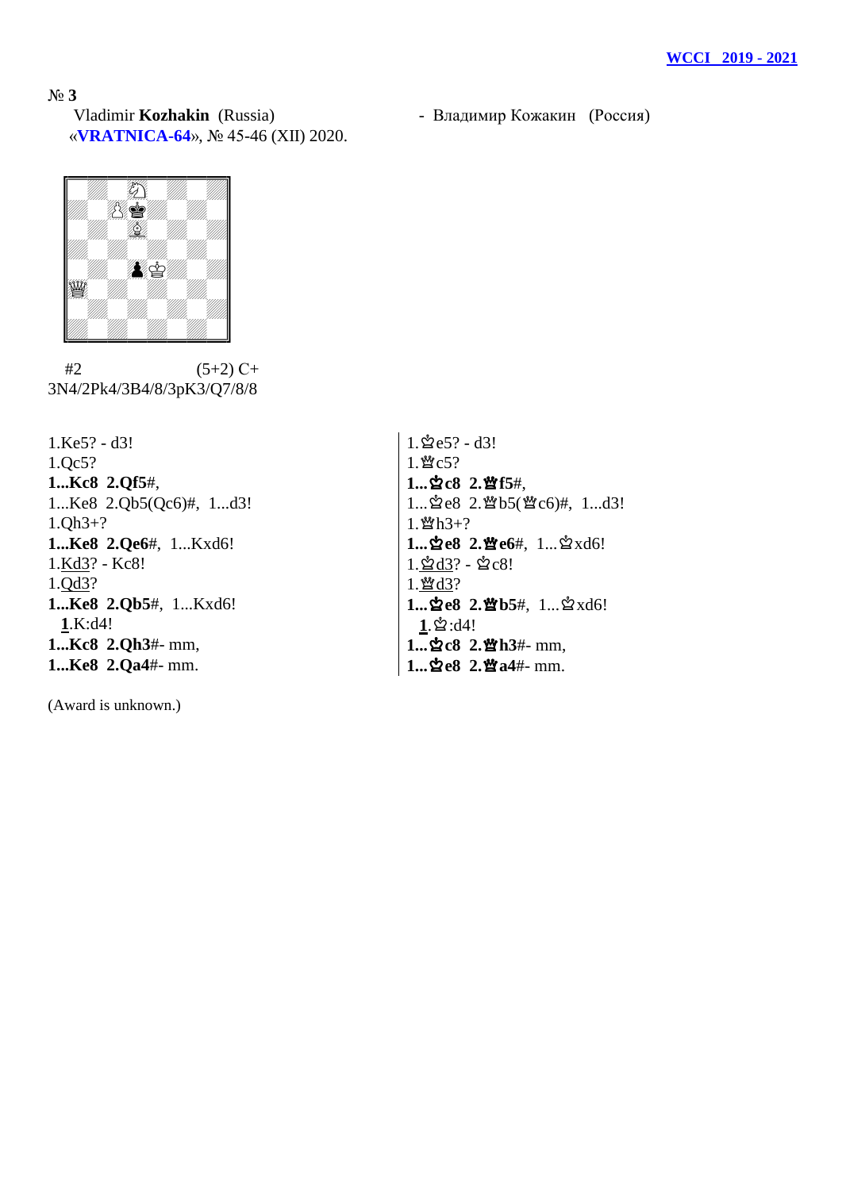WCCI 2019 - 2021

**№ 3**

Vladimir **Kozhakin** (Russia) - Владимир Кожакин (Россия)

«**VRATNICA-64**», № 45-46 (XII) 2020.

#2 (5+2) C+

3N4/2Pk4/3B4/8/3pK3/Q7/8/8

1.Ke5? - d3!
1.Qc5?
**1...Kc8 2.Qf5#**,
1...Ke8 2.Qb5(Qc6)#, 1...d3!
1.Qh3+?
**1...Ke8 2.Qe6#**, 1...Kxd6!
1.Kd3? - Kc8!
1.Qd3?
**1...Ke8 2.Qb5#**, 1...Kxd6!
**1**.K:d4!
**1...Kc8 2.Qh3#**- mm,
**1...Ke8 2.Qa4#**- mm.

1.♔e5? - d3!
1.♕c5?
**1...♚c8 2.♕f5#**,
1...♚e8 2.♕b5(♕c6)#, 1...d3!
1.♕h3+?
**1...♚e8 2.♕e6#**, 1...♚xd6!
1.♔d3? - ♚c8!
1.♕d3?
**1...♚e8 2.♕b5#**, 1...♚xd6!
**1**.♔:d4!
**1...♚c8 2.♕h3#**- mm,
**1...♚e8 2.♕a4#**- mm.

(Award is unknown.)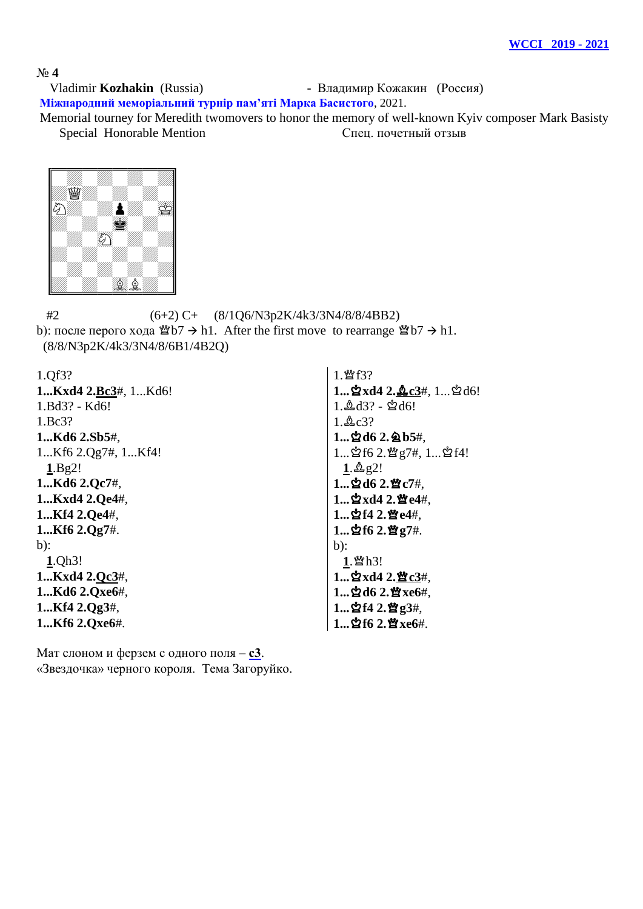WCCI 2019 - 2021

**№ 4**

Vladimir **Kozhakin** (Russia) - Владимир Кожакин (Россия)

**Міжнародний меморіальний турнір пам'яті Марка Басистого**, 2021.

Memorial tourney for Meredith twomovers to honor the memory of well-known Kyiv composer Mark Basisty

Special Honorable Mention — Спец. почетный отзыв

#2 (6+2) C+ (8/1Q6/N3p2K/4k3/3N4/8/8/4BB2)

b): после перого хода ♕b7 → h1. After the first move to rearrange ♕b7 → h1. (8/8/N3p2K/4k3/3N4/8/6B1/4B2Q)

1.Qf3?
**1...Kxd4 2.Bc3**#, 1...Kd6!
1.Bd3? - Kd6!
1.Bc3?
**1...Kd6 2.Sb5#**,
1...Kf6 2.Qg7#, 1...Kf4!
**1**.Bg2!
**1...Kd6 2.Qc7#**,
**1...Kxd4 2.Qe4#**,
**1...Kf4 2.Qe4#**,
**1...Kf6 2.Qg7#**.
b):
**1**.Qh3!
**1...Kxd4 2.Qc3#**,
**1...Kd6 2.Qxe6#**,
**1...Kf4 2.Qg3#**,
**1...Kf6 2.Qxe6#**.

1.♕f3?
**1...♔xd4 2.♗c3**#, 1...♔d6!
1.♗d3? - ♔d6!
1.♗c3?
**1...♔d6 2.♘b5#**,
1...♔f6 2.♕g7#, 1...♔f4!
**1**.♗g2!
**1...♔d6 2.♕c7#**,
**1...♔xd4 2.♕e4#**,
**1...♔f4 2.♕e4#**,
**1...♔f6 2.♕g7#**.
b):
**1**.♕h3!
**1...♔xd4 2.♕c3#**,
**1...♔d6 2.♕xe6#**,
**1...♔f4 2.♕g3#**,
**1...♔f6 2.♕xe6#**.

Мат слоном и ферзем с одного поля – **c3**.
«Звездочка» черного короля. Тема Загоруйко.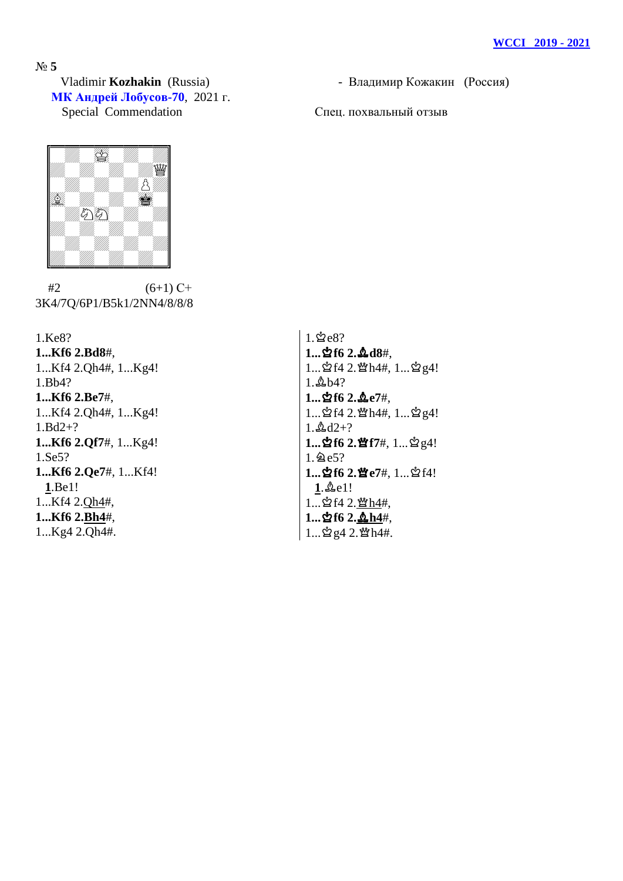**WCCI 2019 - 2021**

№ **5**

Vladimir **Kozhakin** (Russia) - Владимир Кожакин (Россия)

**МК Андрей Лобусов-70**, 2021 г.

Special Commendation Спец. похвальный отзыв

#2 (6+1) C+

3K4/7Q/6P1/B5k1/2NN4/8/8/8

1.Ke8?

**1...Kf6 2.Bd8**#,

1...Kf4 2.Qh4#, 1...Kg4!

1.Bb4?

**1...Kf6 2.Be7**#,

1...Kf4 2.Qh4#, 1...Kg4!

1.Bd2+?

**1...Kf6 2.Qf7**#, 1...Kg4!

1.Se5?

**1...Kf6 2.Qe7**#, 1...Kf4!

**1**.Be1!

1...Kf4 2.Qh4#,

**1...Kf6 2.Bh4**#,

1...Kg4 2.Qh4#.

1.♔e8?

**1...♚f6 2.♗d8**#,

1...♚f4 2.♕h4#, 1...♚g4!

1.♗b4?

**1...♚f6 2.♗e7**#,

1...♚f4 2.♕h4#, 1...♚g4!

1.♗d2+?

**1...♚f6 2.♕f7**#, 1...♚g4!

1.♘e5?

**1...♚f6 2.♕e7**#, 1...♚f4!

**1**.♗e1!

1...♚f4 2.♕h4#,

**1...♚f6 2.♗h4**#,

1...♚g4 2.♕h4#.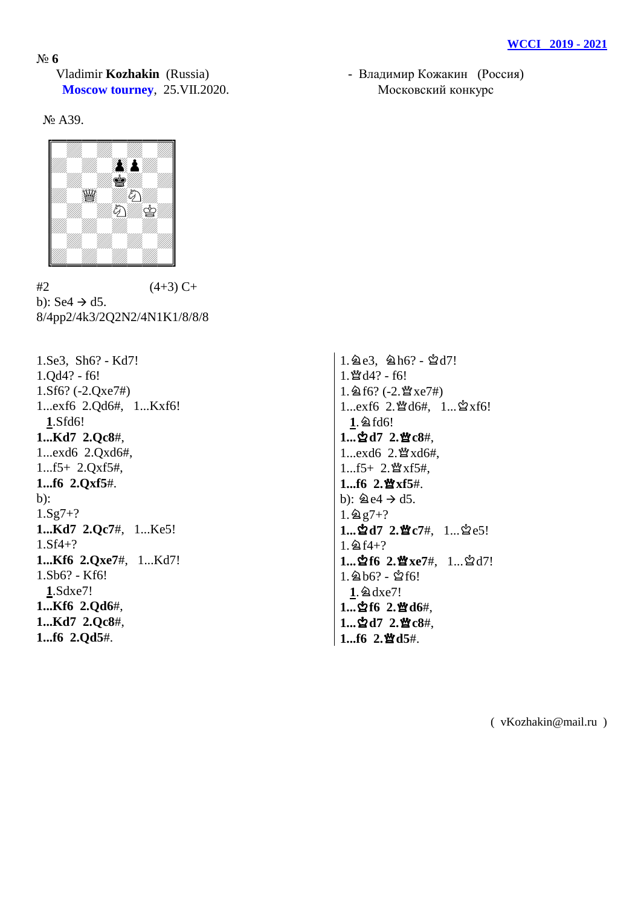**WCCI 2019 - 2021**

№ **6**

Vladimir **Kozhakin** (Russia) - Владимир Кожакин (Россия)

**Moscow tourney**, 25.VII.2020. Московский конкурс

№ A39.

#2 (4+3) C+

b): Se4 → d5.

8/4pp2/4k3/2Q2N2/4N1K1/8/8/8

1.Se3, Sh6? - Kd7!
1.Qd4? - f6!
1.Sf6? (-2.Qxe7#)
1...exf6 2.Qd6#, 1...Kxf6!
**1**.Sfd6!
**1...Kd7 2.Qc8**#,
1...exd6 2.Qxd6#,
1...f5+ 2.Qxf5#,
**1...f6 2.Qxf5**#.
b):
1.Sg7+?
**1...Kd7 2.Qc7**#, 1...Ke5!
1.Sf4+?
**1...Kf6 2.Qxe7**#, 1...Kd7!
1.Sb6? - Kf6!
**1**.Sdxe7!
**1...Kf6 2.Qd6**#,
**1...Kd7 2.Qc8**#,
**1...f6 2.Qd5**#.

1.♘e3, ♘h6? - ♔d7!
1.♕d4? - f6!
1.♘f6? (-2.♕xe7#)
1...exf6 2.♕d6#, 1...♔xf6!
**1**.♘fd6!
**1...♔d7 2.♕c8**#,
1...exd6 2.♕xd6#,
1...f5+ 2.♕xf5#,
**1...f6 2.♕xf5**#.
b): ♘e4 → d5.
1.♘g7+?
**1...♔d7 2.♕c7**#, 1...♔e5!
1.♘f4+?
**1...♔f6 2.♕xe7**#, 1...♔d7!
1.♘b6? - ♔f6!
**1**.♘dxe7!
**1...♔f6 2.♕d6**#,
**1...♔d7 2.♕c8**#,
**1...f6 2.♕d5**#.

( vKozhakin@mail.ru )